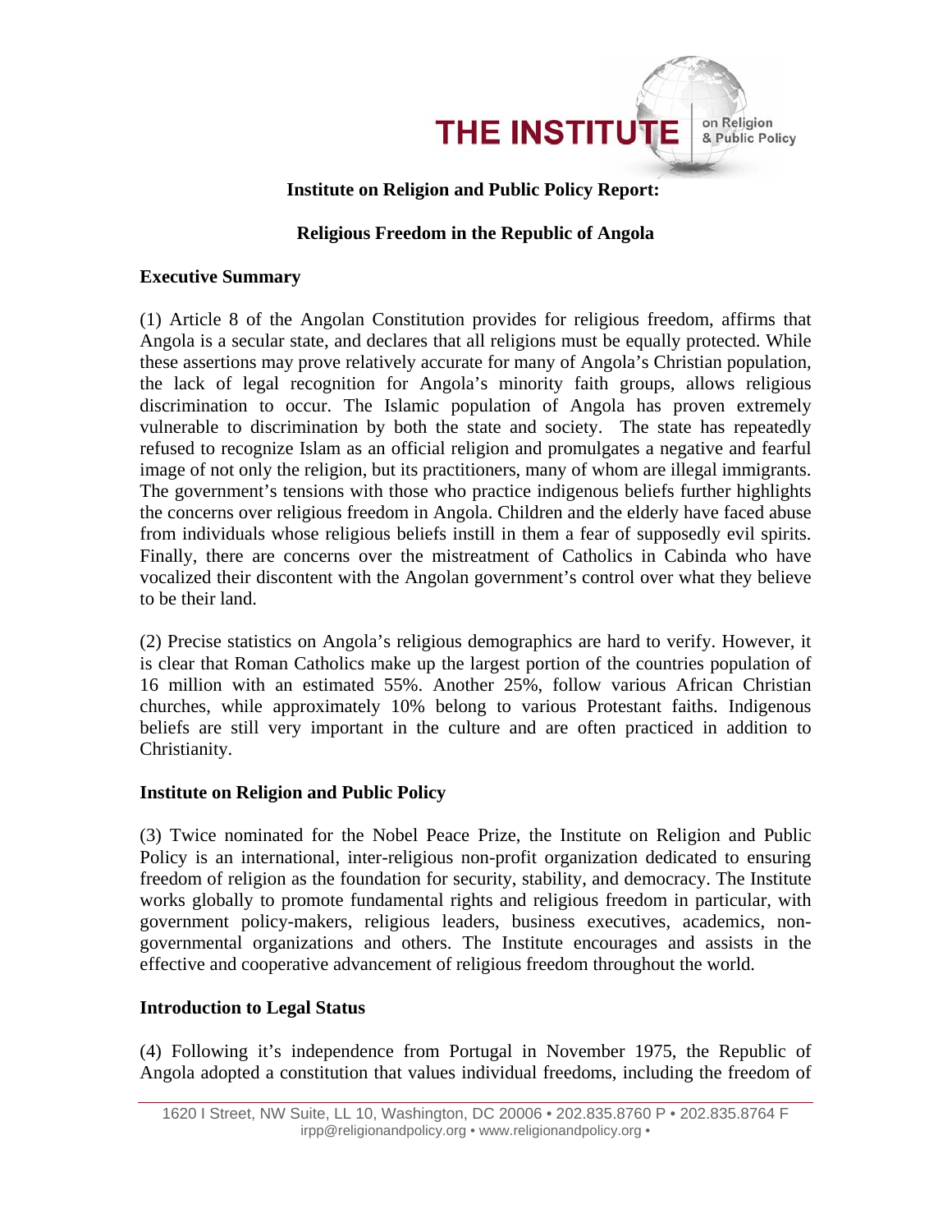# Institute on Religion and Public Policy Report:

## Religious Freedom in the Republic of Angola

### Executive Summary

(1) Article 8 of the Angolan Constitution provides for religious freedom, affirms that Angola is a secular state, and declares that all religions must be equally protected. While these assertions may prove relatively accurate for many of Angola's Christian population, the lack of legal recognition for Angola's minority faith groups, allows religious discrimination to occur. The Islamic population of Angola has proven extremely vulnerable to discrimination by both the state and society. The state has repeatedly refused to recognize Islam as an official religion and promulgates a negative and fearful image of not only the religion, but its practitioners, many of whom are illegal immigrants. The government's tensions with those who practice indigenous beliefs further highlights the concerns over religious freedom in Angola. Children and the elderly have faced abuse from individuals whose religious beliefs instill in them a fear of supposedly evil spirits. Finally, there are concerns over the mistreatment of Catholics in Cabinda who have vocalized their discontent with the Angolan government's control over what they believe to be their land.

(2) Precise statistics on Angola's religious demographics are hard to verify. However, it is clear that Roman Catholics make up the largest portion of the countries population of 16 million with an estimated 55%. Another 25%, follow various African Christian churches, while approximately 10% belong to various Protestant faiths. Indigenous beliefs are still very important in the culture and are often practiced in addition to Christianity.

### Institute on Religion and Public Policy

(3) Twice nominated for the Nobel Peace Prize, the Institute on Religion and Public Policy is an international, inter-religious non-profit organization dedicated to ensuring freedom of religion as the foundation for security, stability, and democracy. The Institute works globally to promote fundamental rights and religious freedom in particular, with government policy-makers, religious leaders, business executives, academics, non-governmental organizations and others. The Institute encourages and assists in the effective and cooperative advancement of religious freedom throughout the world.

### Introduction to Legal Status

(4) Following it's independence from Portugal in November 1975, the Republic of Angola adopted a constitution that values individual freedoms, including the freedom of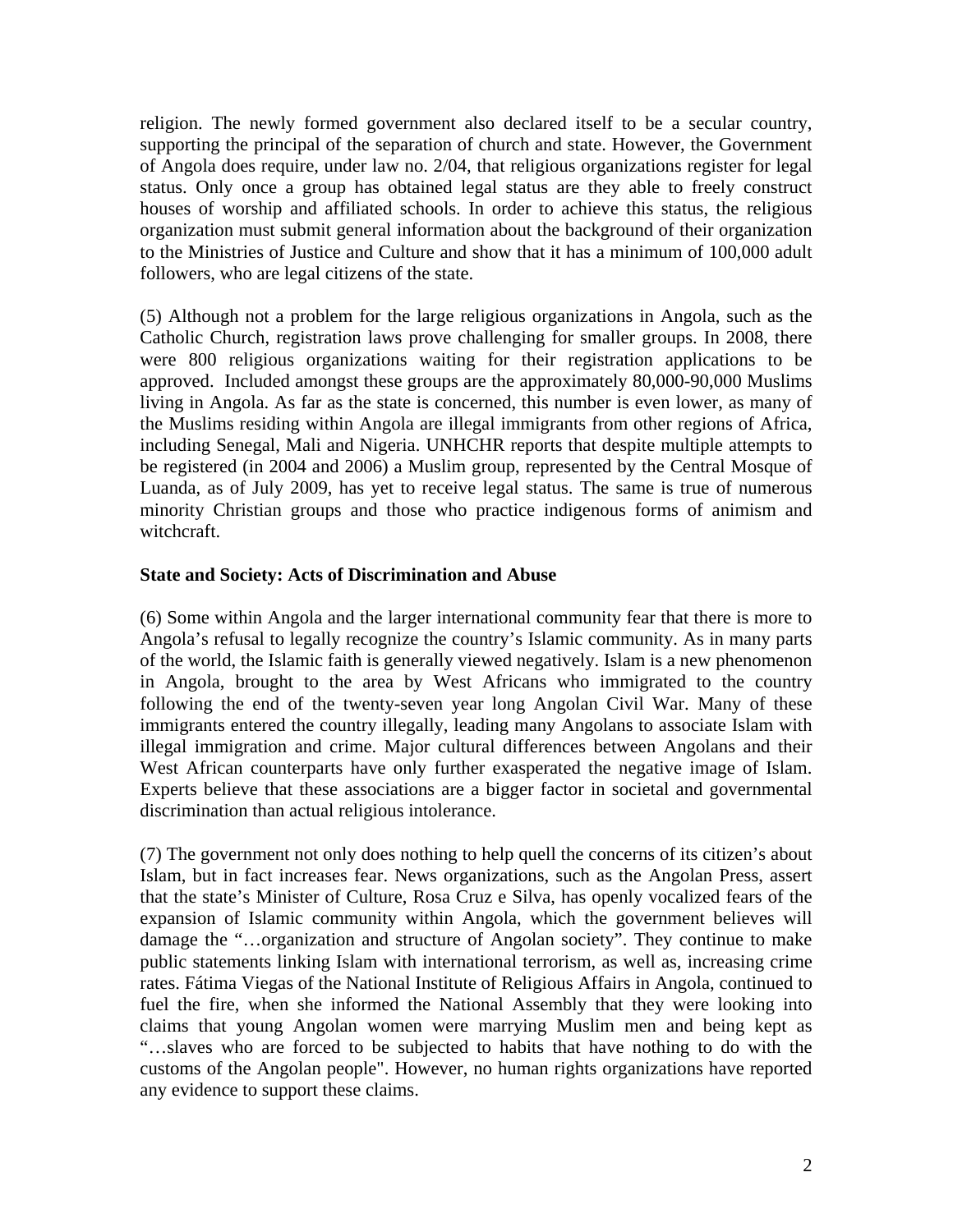religion. The newly formed government also declared itself to be a secular country, supporting the principal of the separation of church and state. However, the Government of Angola does require, under law no. 2/04, that religious organizations register for legal status. Only once a group has obtained legal status are they able to freely construct houses of worship and affiliated schools. In order to achieve this status, the religious organization must submit general information about the background of their organization to the Ministries of Justice and Culture and show that it has a minimum of 100,000 adult followers, who are legal citizens of the state.

(5) Although not a problem for the large religious organizations in Angola, such as the Catholic Church, registration laws prove challenging for smaller groups. In 2008, there were 800 religious organizations waiting for their registration applications to be approved. Included amongst these groups are the approximately 80,000-90,000 Muslims living in Angola. As far as the state is concerned, this number is even lower, as many of the Muslims residing within Angola are illegal immigrants from other regions of Africa, including Senegal, Mali and Nigeria. UNHCHR reports that despite multiple attempts to be registered (in 2004 and 2006) a Muslim group, represented by the Central Mosque of Luanda, as of July 2009, has yet to receive legal status. The same is true of numerous minority Christian groups and those who practice indigenous forms of animism and witchcraft.

**State and Society: Acts of Discrimination and Abuse**

(6) Some within Angola and the larger international community fear that there is more to Angola's refusal to legally recognize the country's Islamic community. As in many parts of the world, the Islamic faith is generally viewed negatively. Islam is a new phenomenon in Angola, brought to the area by West Africans who immigrated to the country following the end of the twenty-seven year long Angolan Civil War. Many of these immigrants entered the country illegally, leading many Angolans to associate Islam with illegal immigration and crime. Major cultural differences between Angolans and their West African counterparts have only further exasperated the negative image of Islam. Experts believe that these associations are a bigger factor in societal and governmental discrimination than actual religious intolerance.

(7) The government not only does nothing to help quell the concerns of its citizen's about Islam, but in fact increases fear. News organizations, such as the Angolan Press, assert that the state's Minister of Culture, Rosa Cruz e Silva, has openly vocalized fears of the expansion of Islamic community within Angola, which the government believes will damage the "…organization and structure of Angolan society". They continue to make public statements linking Islam with international terrorism, as well as, increasing crime rates. Fátima Viegas of the National Institute of Religious Affairs in Angola, continued to fuel the fire, when she informed the National Assembly that they were looking into claims that young Angolan women were marrying Muslim men and being kept as "…slaves who are forced to be subjected to habits that have nothing to do with the customs of the Angolan people". However, no human rights organizations have reported any evidence to support these claims.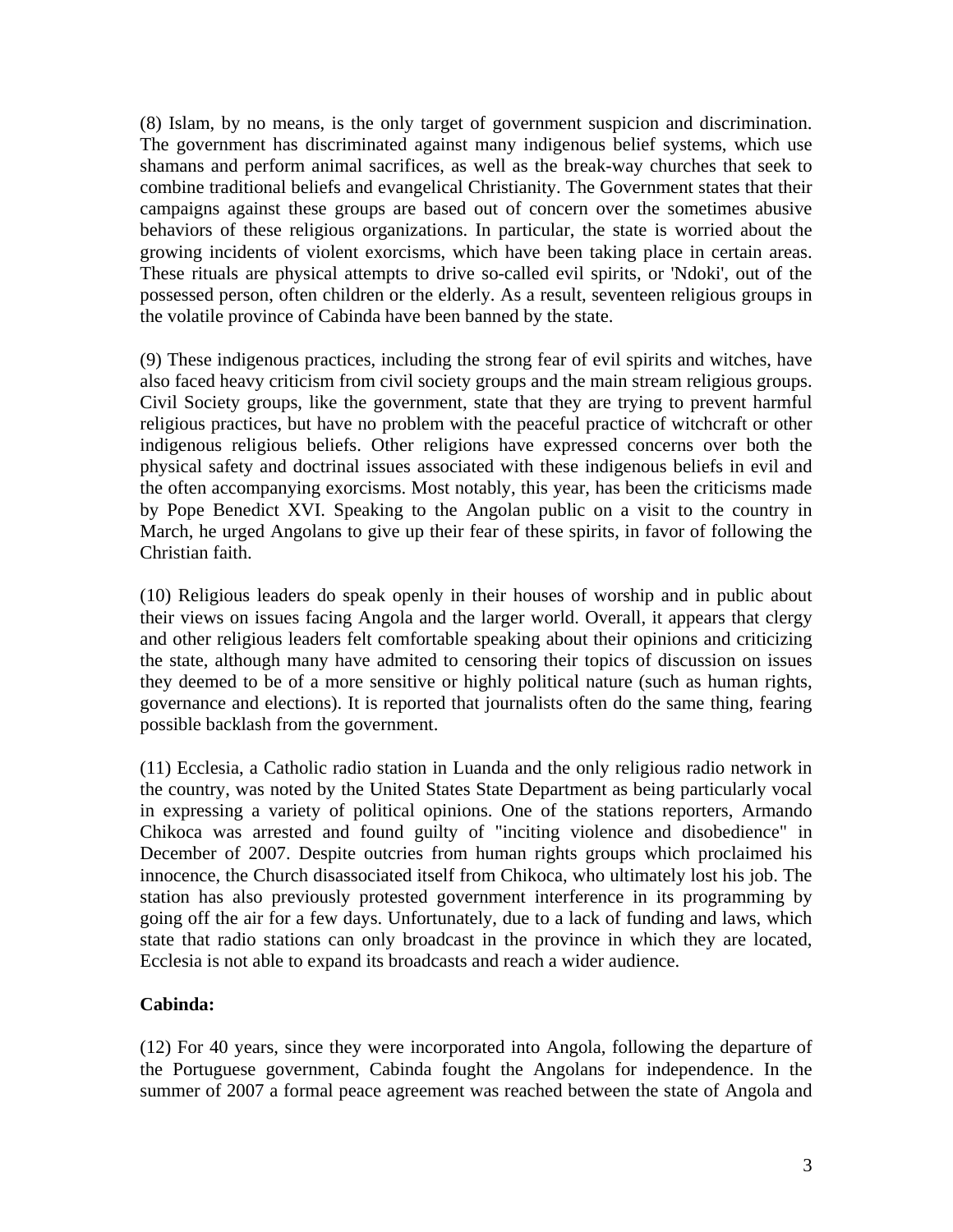(8) Islam, by no means, is the only target of government suspicion and discrimination. The government has discriminated against many indigenous belief systems, which use shamans and perform animal sacrifices, as well as the break-way churches that seek to combine traditional beliefs and evangelical Christianity. The Government states that their campaigns against these groups are based out of concern over the sometimes abusive behaviors of these religious organizations. In particular, the state is worried about the growing incidents of violent exorcisms, which have been taking place in certain areas. These rituals are physical attempts to drive so-called evil spirits, or 'Ndoki', out of the possessed person, often children or the elderly. As a result, seventeen religious groups in the volatile province of Cabinda have been banned by the state.

(9) These indigenous practices, including the strong fear of evil spirits and witches, have also faced heavy criticism from civil society groups and the main stream religious groups. Civil Society groups, like the government, state that they are trying to prevent harmful religious practices, but have no problem with the peaceful practice of witchcraft or other indigenous religious beliefs. Other religions have expressed concerns over both the physical safety and doctrinal issues associated with these indigenous beliefs in evil and the often accompanying exorcisms. Most notably, this year, has been the criticisms made by Pope Benedict XVI. Speaking to the Angolan public on a visit to the country in March, he urged Angolans to give up their fear of these spirits, in favor of following the Christian faith.

(10) Religious leaders do speak openly in their houses of worship and in public about their views on issues facing Angola and the larger world. Overall, it appears that clergy and other religious leaders felt comfortable speaking about their opinions and criticizing the state, although many have admited to censoring their topics of discussion on issues they deemed to be of a more sensitive or highly political nature (such as human rights, governance and elections). It is reported that journalists often do the same thing, fearing possible backlash from the government.

(11) Ecclesia, a Catholic radio station in Luanda and the only religious radio network in the country, was noted by the United States State Department as being particularly vocal in expressing a variety of political opinions. One of the stations reporters, Armando Chikoca was arrested and found guilty of "inciting violence and disobedience" in December of 2007. Despite outcries from human rights groups which proclaimed his innocence, the Church disassociated itself from Chikoca, who ultimately lost his job. The station has also previously protested government interference in its programming by going off the air for a few days. Unfortunately, due to a lack of funding and laws, which state that radio stations can only broadcast in the province in which they are located, Ecclesia is not able to expand its broadcasts and reach a wider audience.

**Cabinda:**

(12) For 40 years, since they were incorporated into Angola, following the departure of the Portuguese government, Cabinda fought the Angolans for independence. In the summer of 2007 a formal peace agreement was reached between the state of Angola and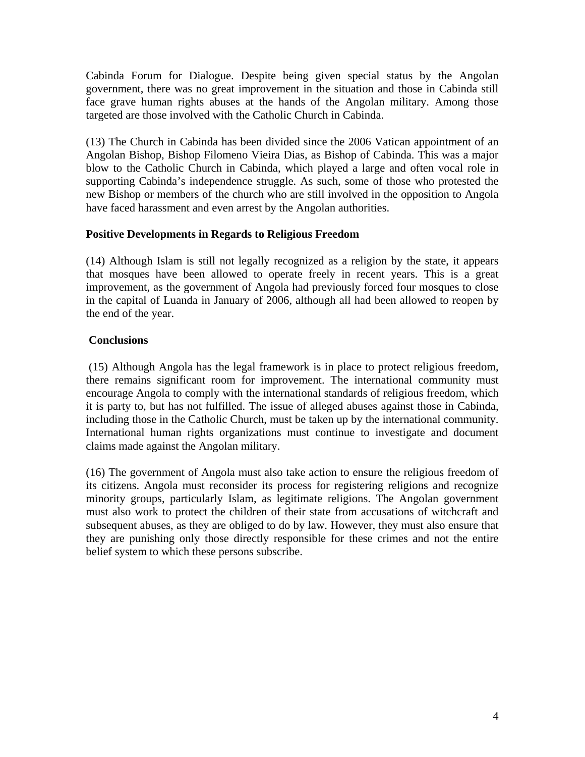Cabinda Forum for Dialogue. Despite being given special status by the Angolan government, there was no great improvement in the situation and those in Cabinda still face grave human rights abuses at the hands of the Angolan military. Among those targeted are those involved with the Catholic Church in Cabinda.

(13) The Church in Cabinda has been divided since the 2006 Vatican appointment of an Angolan Bishop, Bishop Filomeno Vieira Dias, as Bishop of Cabinda. This was a major blow to the Catholic Church in Cabinda, which played a large and often vocal role in supporting Cabinda's independence struggle. As such, some of those who protested the new Bishop or members of the church who are still involved in the opposition to Angola have faced harassment and even arrest by the Angolan authorities.

**Positive Developments in Regards to Religious Freedom**

(14) Although Islam is still not legally recognized as a religion by the state, it appears that mosques have been allowed to operate freely in recent years. This is a great improvement, as the government of Angola had previously forced four mosques to close in the capital of Luanda in January of 2006, although all had been allowed to reopen by the end of the year.

**Conclusions**

(15) Although Angola has the legal framework is in place to protect religious freedom, there remains significant room for improvement. The international community must encourage Angola to comply with the international standards of religious freedom, which it is party to, but has not fulfilled. The issue of alleged abuses against those in Cabinda, including those in the Catholic Church, must be taken up by the international community. International human rights organizations must continue to investigate and document claims made against the Angolan military.

(16) The government of Angola must also take action to ensure the religious freedom of its citizens. Angola must reconsider its process for registering religions and recognize minority groups, particularly Islam, as legitimate religions. The Angolan government must also work to protect the children of their state from accusations of witchcraft and subsequent abuses, as they are obliged to do by law. However, they must also ensure that they are punishing only those directly responsible for these crimes and not the entire belief system to which these persons subscribe.